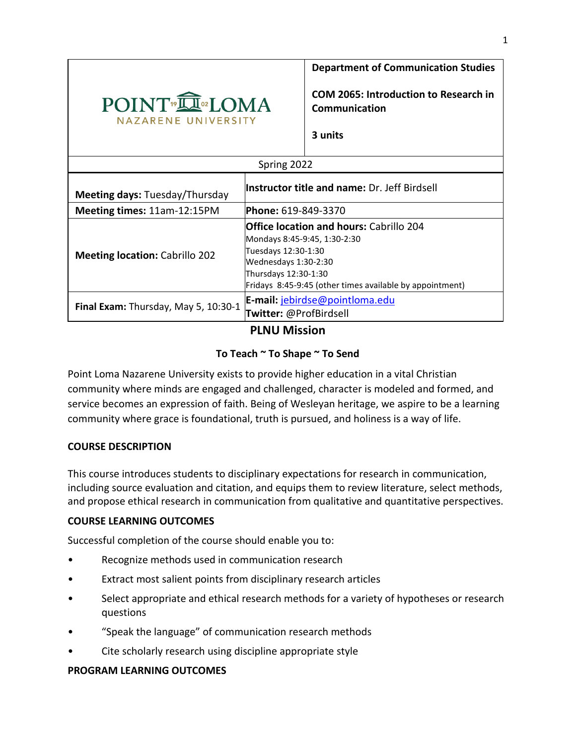| POINT LOMA NAZARENE UNIVERSITY | **Department of Communication Studies**<br><br>**COM 2065: Introduction to Research in Communication**<br><br>**3 units** |
|---|---|
| Spring 2022 | |
| **Meeting days:** Tuesday/Thursday | **Instructor title and name:** Dr. Jeff Birdsell |
| **Meeting times:** 11am-12:15PM | **Phone:** 619-849-3370 |
| **Meeting location:** Cabrillo 202 | **Office location and hours:** Cabrillo 204<br>Mondays 8:45-9:45, 1:30-2:30<br>Tuesdays 12:30-1:30<br>Wednesdays 1:30-2:30<br>Thursdays 12:30-1:30<br>Fridays 8:45-9:45 (other times available by appointment) |
| **Final Exam:** Thursday, May 5, 10:30-1 | **E-mail:** jebirdse@pointloma.edu<br>**Twitter:** @ProfBirdsell |

## PLNU Mission

**To Teach ~ To Shape ~ To Send**

Point Loma Nazarene University exists to provide higher education in a vital Christian community where minds are engaged and challenged, character is modeled and formed, and service becomes an expression of faith. Being of Wesleyan heritage, we aspire to be a learning community where grace is foundational, truth is pursued, and holiness is a way of life.

### COURSE DESCRIPTION

This course introduces students to disciplinary expectations for research in communication, including source evaluation and citation, and equips them to review literature, select methods, and propose ethical research in communication from qualitative and quantitative perspectives.

### COURSE LEARNING OUTCOMES

Successful completion of the course should enable you to:

- Recognize methods used in communication research
- Extract most salient points from disciplinary research articles
- Select appropriate and ethical research methods for a variety of hypotheses or research questions
- "Speak the language" of communication research methods
- Cite scholarly research using discipline appropriate style

### PROGRAM LEARNING OUTCOMES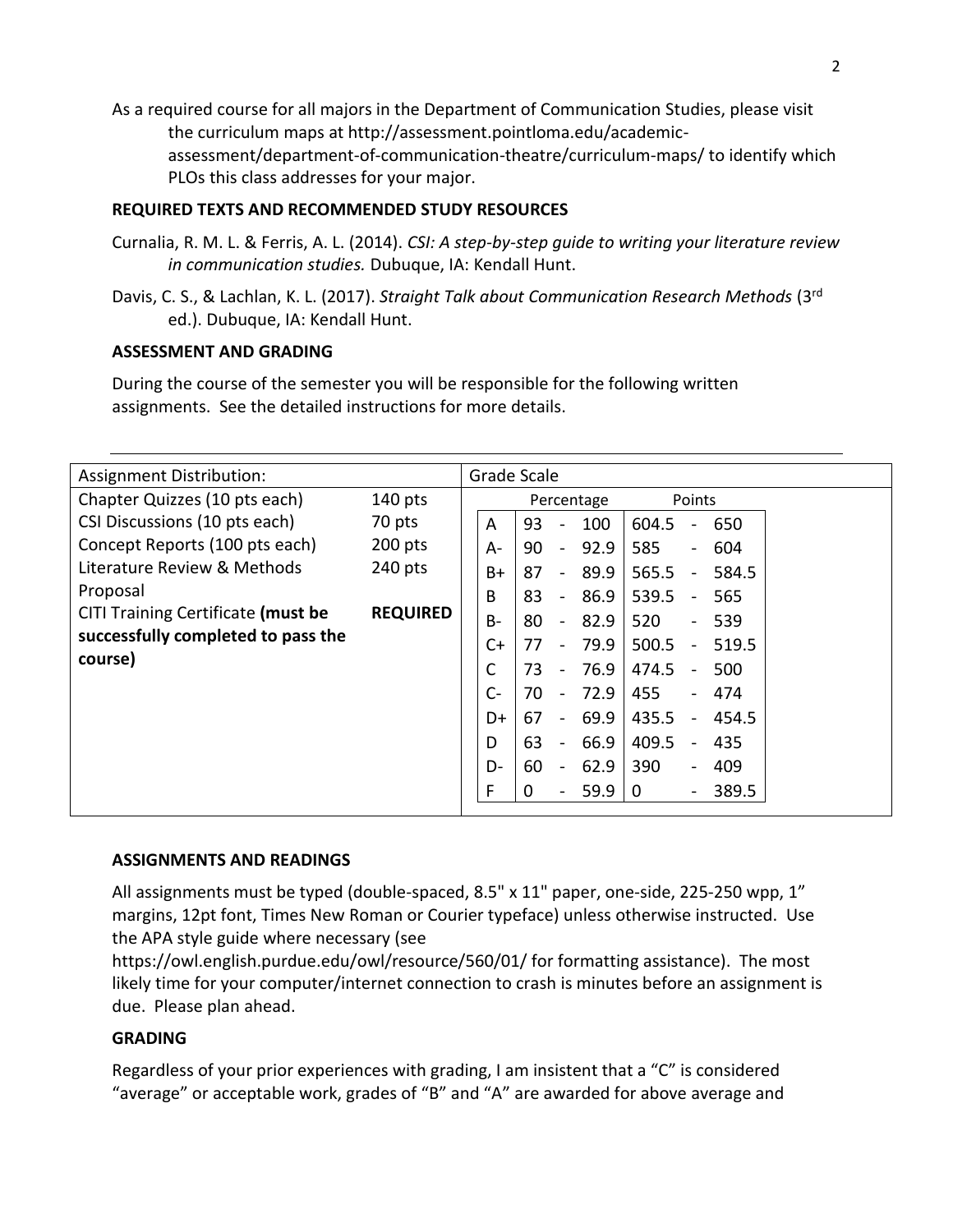As a required course for all majors in the Department of Communication Studies, please visit the curriculum maps at http://assessment.pointloma.edu/academic-assessment/department-of-communication-theatre/curriculum-maps/ to identify which PLOs this class addresses for your major.

**REQUIRED TEXTS AND RECOMMENDED STUDY RESOURCES**

Curnalia, R. M. L. & Ferris, A. L. (2014). *CSI: A step-by-step guide to writing your literature review in communication studies.* Dubuque, IA: Kendall Hunt.

Davis, C. S., & Lachlan, K. L. (2017). *Straight Talk about Communication Research Methods* (3rd ed.). Dubuque, IA: Kendall Hunt.

**ASSESSMENT AND GRADING**

During the course of the semester you will be responsible for the following written assignments. See the detailed instructions for more details.

| Assignment Distribution: | |
|---|---|
| Chapter Quizzes (10 pts each) | 140 pts |
| CSI Discussions (10 pts each) | 70 pts |
| Concept Reports (100 pts each) | 200 pts |
| Literature Review & Methods Proposal | 240 pts |
| CITI Training Certificate **(must be successfully completed to pass the course)** | **REQUIRED** |

Grade Scale

| | Percentage | Points |
|---|---|---|
| A | 93 - 100 | 604.5 - 650 |
| A- | 90 - 92.9 | 585 - 604 |
| B+ | 87 - 89.9 | 565.5 - 584.5 |
| B | 83 - 86.9 | 539.5 - 565 |
| B- | 80 - 82.9 | 520 - 539 |
| C+ | 77 - 79.9 | 500.5 - 519.5 |
| C | 73 - 76.9 | 474.5 - 500 |
| C- | 70 - 72.9 | 455 - 474 |
| D+ | 67 - 69.9 | 435.5 - 454.5 |
| D | 63 - 66.9 | 409.5 - 435 |
| D- | 60 - 62.9 | 390 - 409 |
| F | 0 - 59.9 | 0 - 389.5 |

**ASSIGNMENTS AND READINGS**

All assignments must be typed (double-spaced, 8.5" x 11" paper, one-side, 225-250 wpp, 1" margins, 12pt font, Times New Roman or Courier typeface) unless otherwise instructed. Use the APA style guide where necessary (see https://owl.english.purdue.edu/owl/resource/560/01/ for formatting assistance). The most likely time for your computer/internet connection to crash is minutes before an assignment is due. Please plan ahead.

**GRADING**

Regardless of your prior experiences with grading, I am insistent that a "C" is considered "average" or acceptable work, grades of "B" and "A" are awarded for above average and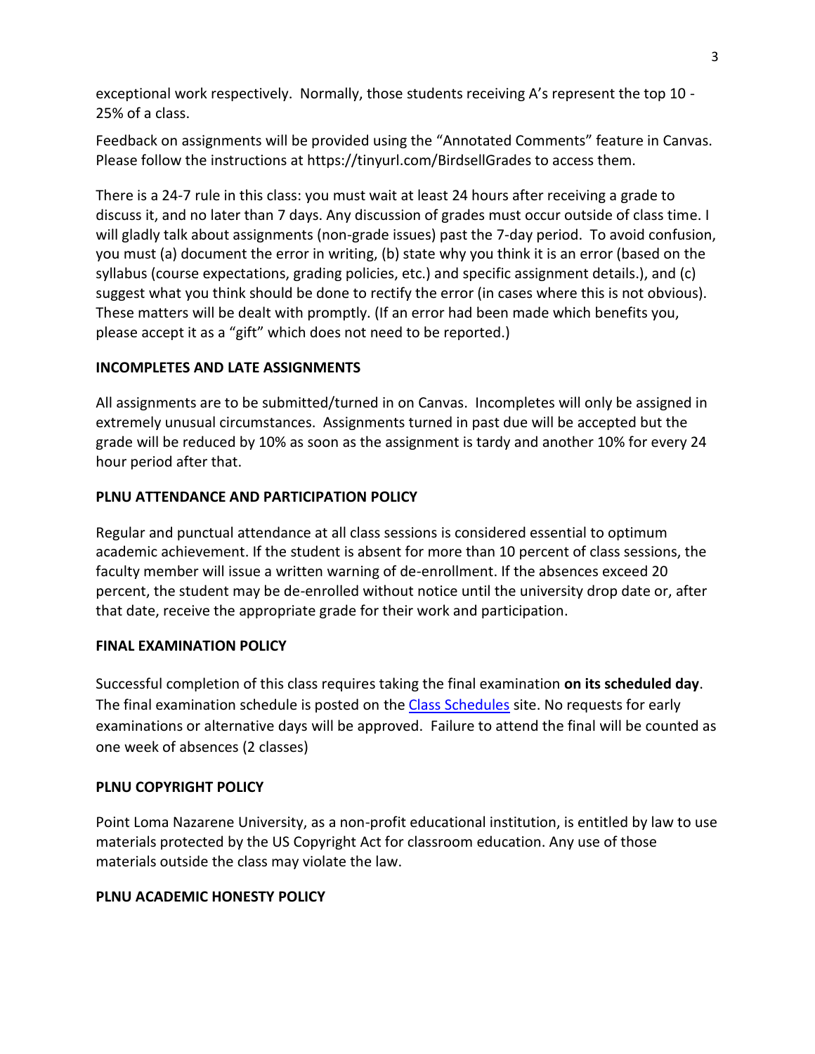exceptional work respectively. Normally, those students receiving A's represent the top 10 - 25% of a class.

Feedback on assignments will be provided using the "Annotated Comments" feature in Canvas. Please follow the instructions at https://tinyurl.com/BirdsellGrades to access them.

There is a 24-7 rule in this class: you must wait at least 24 hours after receiving a grade to discuss it, and no later than 7 days. Any discussion of grades must occur outside of class time. I will gladly talk about assignments (non-grade issues) past the 7-day period. To avoid confusion, you must (a) document the error in writing, (b) state why you think it is an error (based on the syllabus (course expectations, grading policies, etc.) and specific assignment details.), and (c) suggest what you think should be done to rectify the error (in cases where this is not obvious). These matters will be dealt with promptly. (If an error had been made which benefits you, please accept it as a "gift" which does not need to be reported.)

## INCOMPLETES AND LATE ASSIGNMENTS

All assignments are to be submitted/turned in on Canvas. Incompletes will only be assigned in extremely unusual circumstances. Assignments turned in past due will be accepted but the grade will be reduced by 10% as soon as the assignment is tardy and another 10% for every 24 hour period after that.

## PLNU ATTENDANCE AND PARTICIPATION POLICY

Regular and punctual attendance at all class sessions is considered essential to optimum academic achievement. If the student is absent for more than 10 percent of class sessions, the faculty member will issue a written warning of de-enrollment. If the absences exceed 20 percent, the student may be de-enrolled without notice until the university drop date or, after that date, receive the appropriate grade for their work and participation.

## FINAL EXAMINATION POLICY

Successful completion of this class requires taking the final examination **on its scheduled day**. The final examination schedule is posted on the Class Schedules site. No requests for early examinations or alternative days will be approved. Failure to attend the final will be counted as one week of absences (2 classes)

## PLNU COPYRIGHT POLICY

Point Loma Nazarene University, as a non-profit educational institution, is entitled by law to use materials protected by the US Copyright Act for classroom education. Any use of those materials outside the class may violate the law.

## PLNU ACADEMIC HONESTY POLICY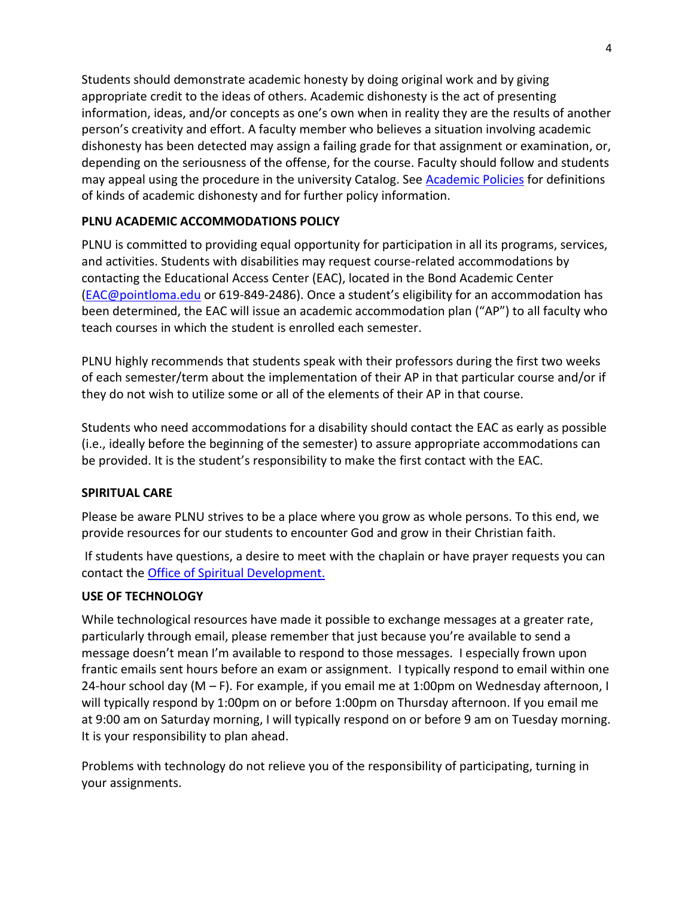Students should demonstrate academic honesty by doing original work and by giving appropriate credit to the ideas of others. Academic dishonesty is the act of presenting information, ideas, and/or concepts as one's own when in reality they are the results of another person's creativity and effort. A faculty member who believes a situation involving academic dishonesty has been detected may assign a failing grade for that assignment or examination, or, depending on the seriousness of the offense, for the course. Faculty should follow and students may appeal using the procedure in the university Catalog. See Academic Policies for definitions of kinds of academic dishonesty and for further policy information.

**PLNU ACADEMIC ACCOMMODATIONS POLICY**

PLNU is committed to providing equal opportunity for participation in all its programs, services, and activities. Students with disabilities may request course-related accommodations by contacting the Educational Access Center (EAC), located in the Bond Academic Center (EAC@pointloma.edu or 619-849-2486). Once a student's eligibility for an accommodation has been determined, the EAC will issue an academic accommodation plan ("AP") to all faculty who teach courses in which the student is enrolled each semester.

PLNU highly recommends that students speak with their professors during the first two weeks of each semester/term about the implementation of their AP in that particular course and/or if they do not wish to utilize some or all of the elements of their AP in that course.

Students who need accommodations for a disability should contact the EAC as early as possible (i.e., ideally before the beginning of the semester) to assure appropriate accommodations can be provided. It is the student's responsibility to make the first contact with the EAC.

**SPIRITUAL CARE**

Please be aware PLNU strives to be a place where you grow as whole persons. To this end, we provide resources for our students to encounter God and grow in their Christian faith.

If students have questions, a desire to meet with the chaplain or have prayer requests you can contact the Office of Spiritual Development.

**USE OF TECHNOLOGY**

While technological resources have made it possible to exchange messages at a greater rate, particularly through email, please remember that just because you're available to send a message doesn't mean I'm available to respond to those messages. I especially frown upon frantic emails sent hours before an exam or assignment. I typically respond to email within one 24-hour school day (M – F). For example, if you email me at 1:00pm on Wednesday afternoon, I will typically respond by 1:00pm on or before 1:00pm on Thursday afternoon. If you email me at 9:00 am on Saturday morning, I will typically respond on or before 9 am on Tuesday morning. It is your responsibility to plan ahead.

Problems with technology do not relieve you of the responsibility of participating, turning in your assignments.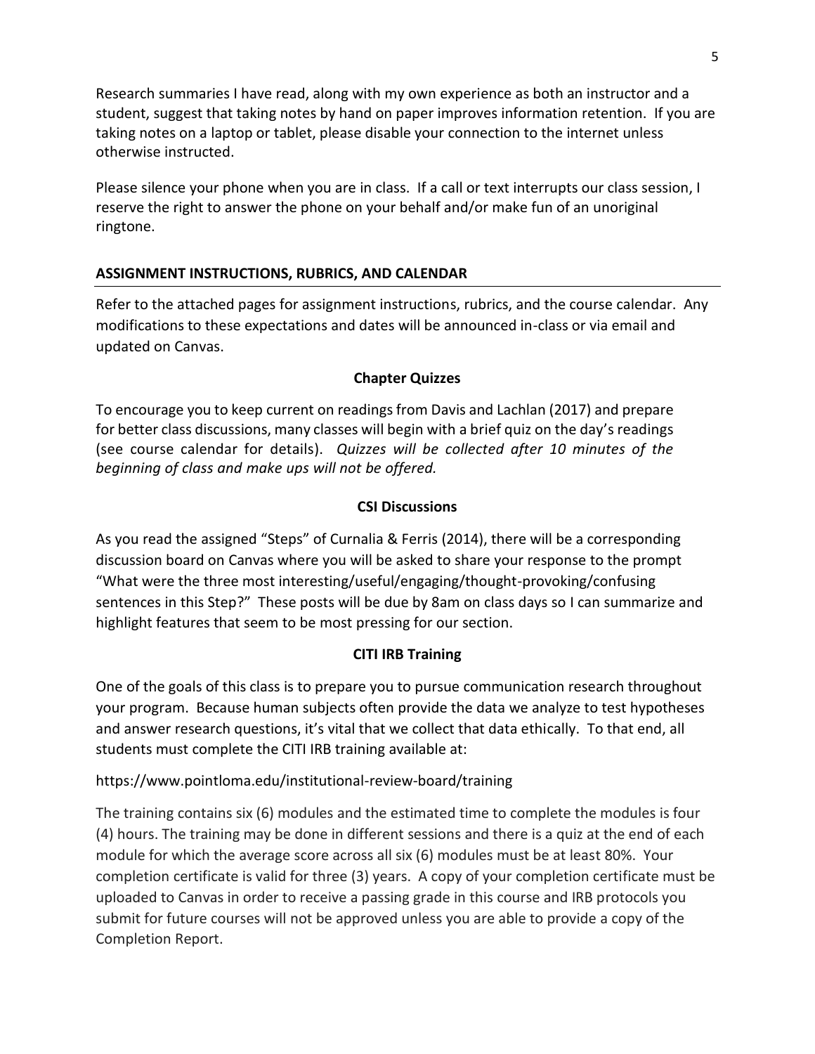Research summaries I have read, along with my own experience as both an instructor and a student, suggest that taking notes by hand on paper improves information retention. If you are taking notes on a laptop or tablet, please disable your connection to the internet unless otherwise instructed.

Please silence your phone when you are in class. If a call or text interrupts our class session, I reserve the right to answer the phone on your behalf and/or make fun of an unoriginal ringtone.

## ASSIGNMENT INSTRUCTIONS, RUBRICS, AND CALENDAR

Refer to the attached pages for assignment instructions, rubrics, and the course calendar. Any modifications to these expectations and dates will be announced in-class or via email and updated on Canvas.

### Chapter Quizzes

To encourage you to keep current on readings from Davis and Lachlan (2017) and prepare for better class discussions, many classes will begin with a brief quiz on the day's readings (see course calendar for details). *Quizzes will be collected after 10 minutes of the beginning of class and make ups will not be offered.*

### CSI Discussions

As you read the assigned "Steps" of Curnalia & Ferris (2014), there will be a corresponding discussion board on Canvas where you will be asked to share your response to the prompt "What were the three most interesting/useful/engaging/thought-provoking/confusing sentences in this Step?" These posts will be due by 8am on class days so I can summarize and highlight features that seem to be most pressing for our section.

### CITI IRB Training

One of the goals of this class is to prepare you to pursue communication research throughout your program. Because human subjects often provide the data we analyze to test hypotheses and answer research questions, it's vital that we collect that data ethically. To that end, all students must complete the CITI IRB training available at:

https://www.pointloma.edu/institutional-review-board/training

The training contains six (6) modules and the estimated time to complete the modules is four (4) hours. The training may be done in different sessions and there is a quiz at the end of each module for which the average score across all six (6) modules must be at least 80%. Your completion certificate is valid for three (3) years. A copy of your completion certificate must be uploaded to Canvas in order to receive a passing grade in this course and IRB protocols you submit for future courses will not be approved unless you are able to provide a copy of the Completion Report.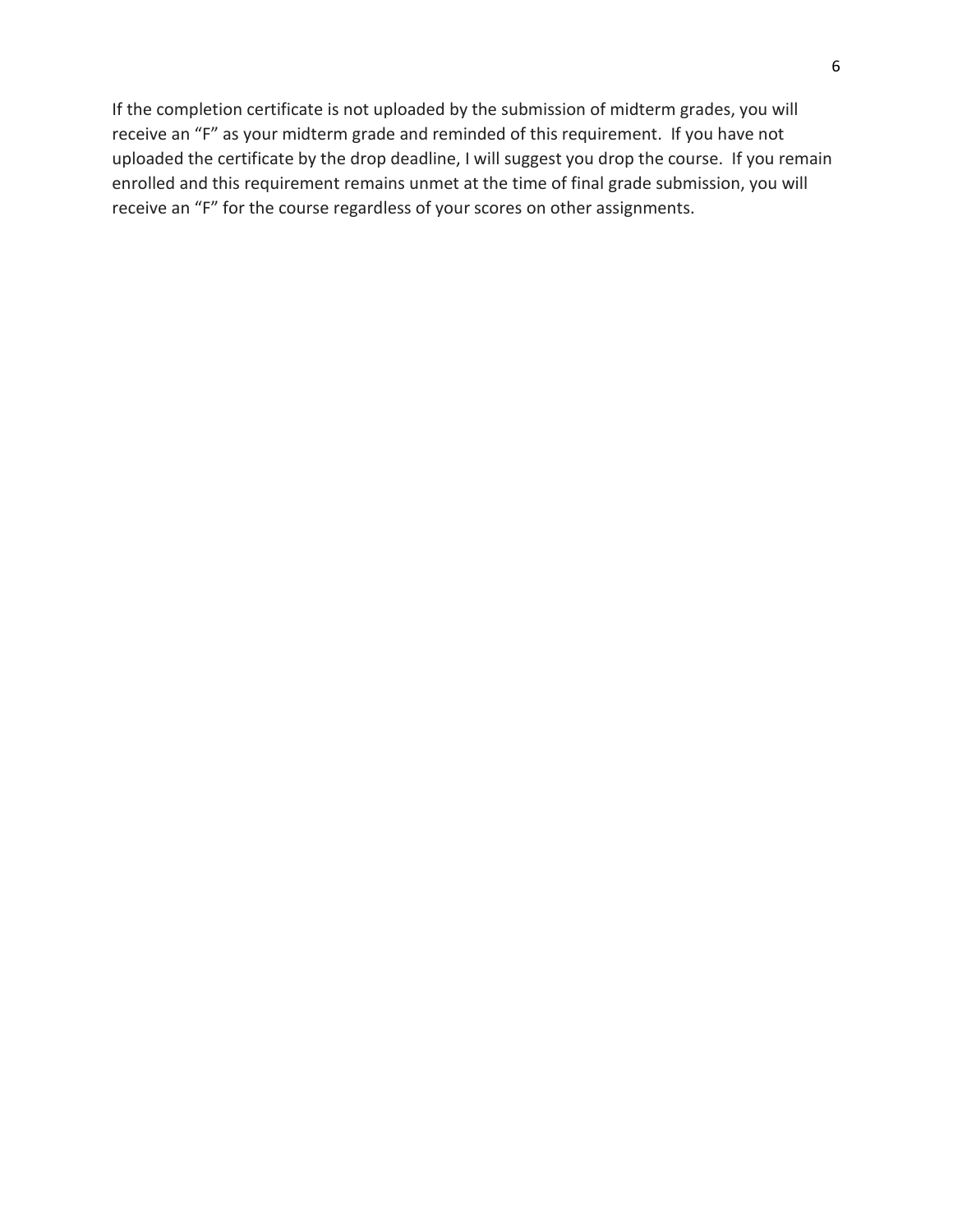If the completion certificate is not uploaded by the submission of midterm grades, you will receive an "F" as your midterm grade and reminded of this requirement. If you have not uploaded the certificate by the drop deadline, I will suggest you drop the course. If you remain enrolled and this requirement remains unmet at the time of final grade submission, you will receive an "F" for the course regardless of your scores on other assignments.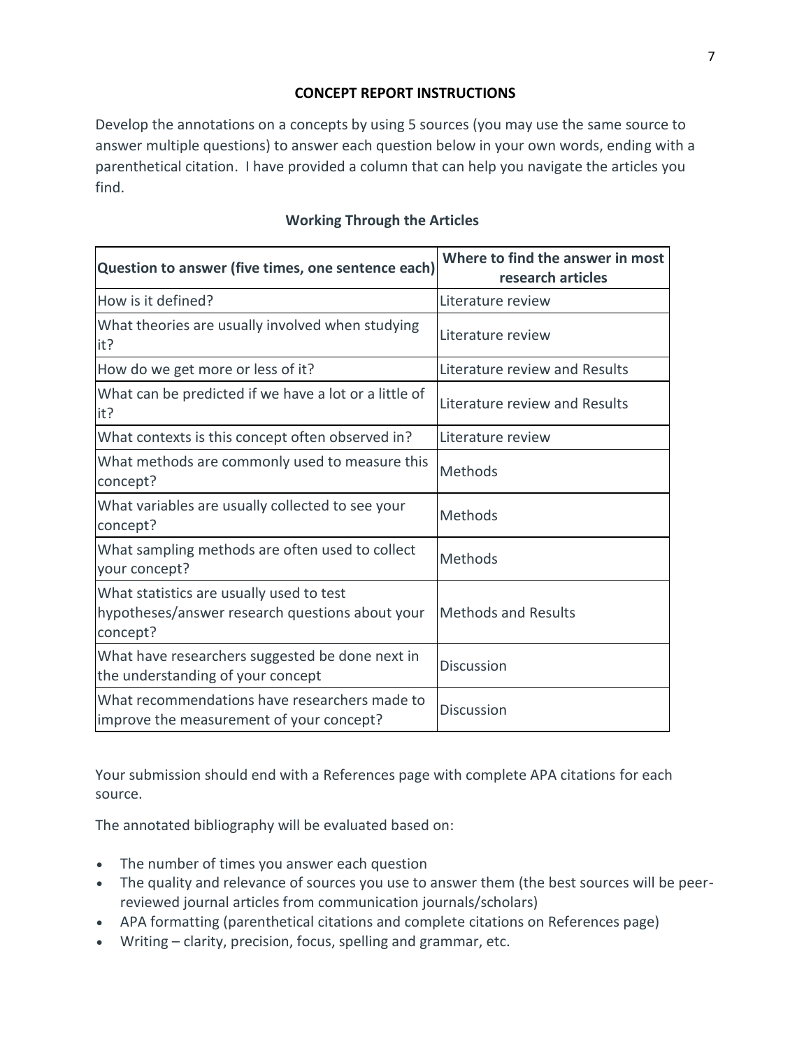## CONCEPT REPORT INSTRUCTIONS

Develop the annotations on a concepts by using 5 sources (you may use the same source to answer multiple questions) to answer each question below in your own words, ending with a parenthetical citation. I have provided a column that can help you navigate the articles you find.

### Working Through the Articles

| Question to answer (five times, one sentence each) | Where to find the answer in most research articles |
|---|---|
| How is it defined? | Literature review |
| What theories are usually involved when studying it? | Literature review |
| How do we get more or less of it? | Literature review and Results |
| What can be predicted if we have a lot or a little of it? | Literature review and Results |
| What contexts is this concept often observed in? | Literature review |
| What methods are commonly used to measure this concept? | Methods |
| What variables are usually collected to see your concept? | Methods |
| What sampling methods are often used to collect your concept? | Methods |
| What statistics are usually used to test hypotheses/answer research questions about your concept? | Methods and Results |
| What have researchers suggested be done next in the understanding of your concept | Discussion |
| What recommendations have researchers made to improve the measurement of your concept? | Discussion |

Your submission should end with a References page with complete APA citations for each source.

The annotated bibliography will be evaluated based on:

- The number of times you answer each question
- The quality and relevance of sources you use to answer them (the best sources will be peer-reviewed journal articles from communication journals/scholars)
- APA formatting (parenthetical citations and complete citations on References page)
- Writing – clarity, precision, focus, spelling and grammar, etc.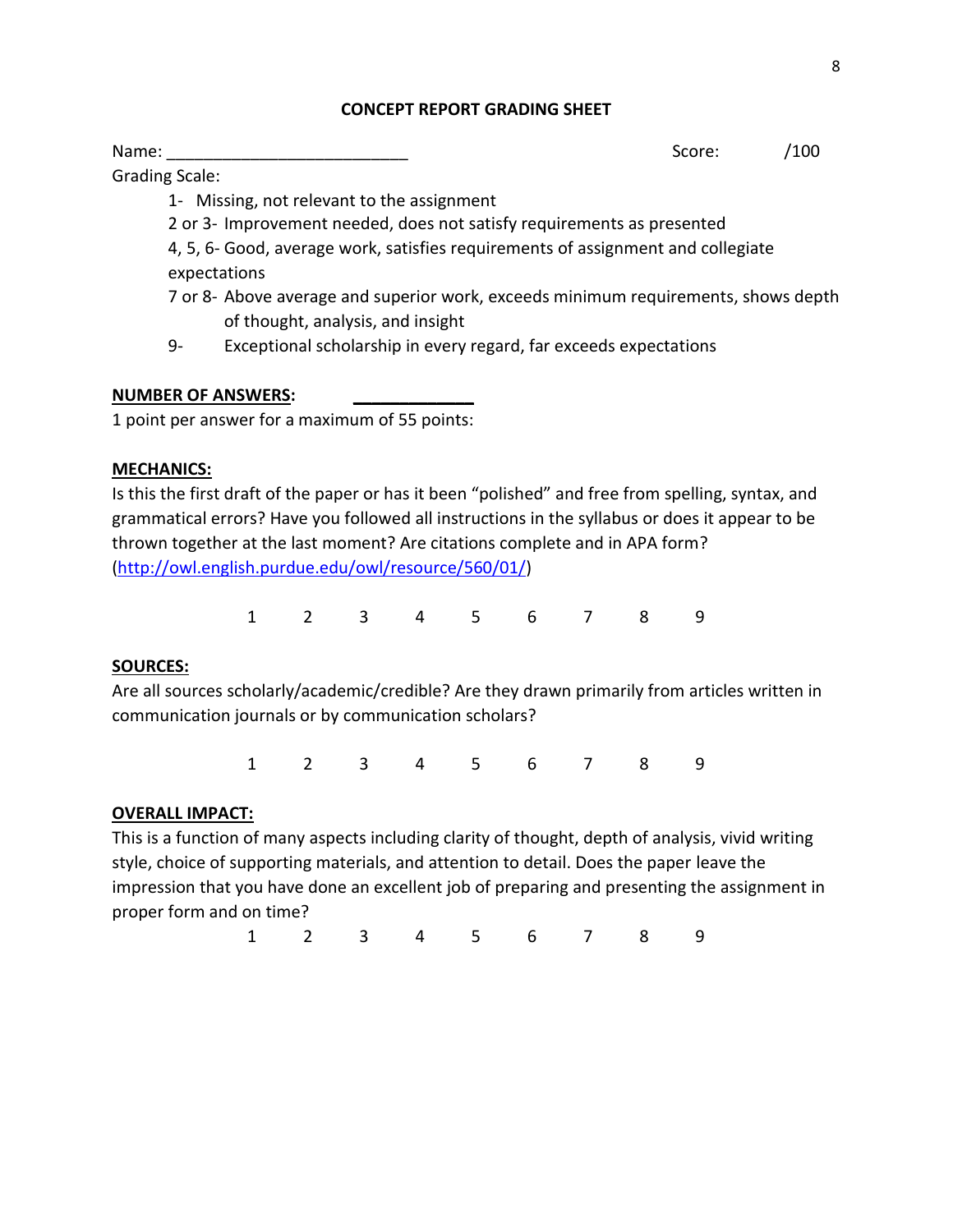## CONCEPT REPORT GRADING SHEET

Name: ___________________________ Score: /100

Grading Scale:

1- Missing, not relevant to the assignment

2 or 3- Improvement needed, does not satisfy requirements as presented

4, 5, 6- Good, average work, satisfies requirements of assignment and collegiate expectations

7 or 8- Above average and superior work, exceeds minimum requirements, shows depth of thought, analysis, and insight

9- Exceptional scholarship in every regard, far exceeds expectations

**NUMBER OF ANSWERS:** _____________

1 point per answer for a maximum of 55 points:

**MECHANICS:**

Is this the first draft of the paper or has it been "polished" and free from spelling, syntax, and grammatical errors? Have you followed all instructions in the syllabus or does it appear to be thrown together at the last moment? Are citations complete and in APA form? (http://owl.english.purdue.edu/owl/resource/560/01/)

1 2 3 4 5 6 7 8 9

**SOURCES:**

Are all sources scholarly/academic/credible? Are they drawn primarily from articles written in communication journals or by communication scholars?

1 2 3 4 5 6 7 8 9

**OVERALL IMPACT:**

This is a function of many aspects including clarity of thought, depth of analysis, vivid writing style, choice of supporting materials, and attention to detail. Does the paper leave the impression that you have done an excellent job of preparing and presenting the assignment in proper form and on time?

1 2 3 4 5 6 7 8 9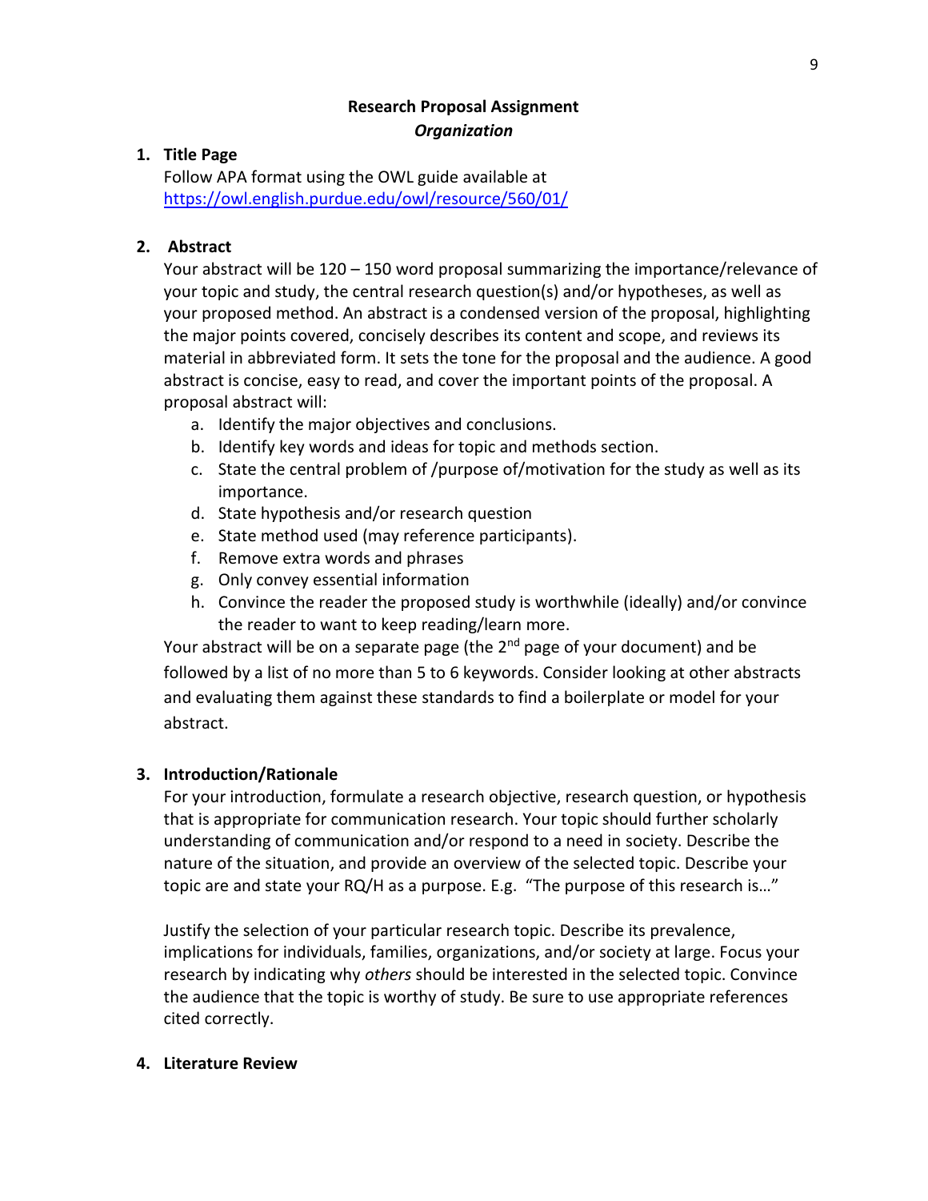## Research Proposal Assignment

### *Organization*

1. **Title Page**

   Follow APA format using the OWL guide available at https://owl.english.purdue.edu/owl/resource/560/01/

2. **Abstract**

   Your abstract will be 120 – 150 word proposal summarizing the importance/relevance of your topic and study, the central research question(s) and/or hypotheses, as well as your proposed method. An abstract is a condensed version of the proposal, highlighting the major points covered, concisely describes its content and scope, and reviews its material in abbreviated form. It sets the tone for the proposal and the audience. A good abstract is concise, easy to read, and cover the important points of the proposal. A proposal abstract will:

   a. Identify the major objectives and conclusions.
   b. Identify key words and ideas for topic and methods section.
   c. State the central problem of /purpose of/motivation for the study as well as its importance.
   d. State hypothesis and/or research question
   e. State method used (may reference participants).
   f. Remove extra words and phrases
   g. Only convey essential information
   h. Convince the reader the proposed study is worthwhile (ideally) and/or convince the reader to want to keep reading/learn more.

   Your abstract will be on a separate page (the 2nd page of your document) and be followed by a list of no more than 5 to 6 keywords. Consider looking at other abstracts and evaluating them against these standards to find a boilerplate or model for your abstract.

3. **Introduction/Rationale**

   For your introduction, formulate a research objective, research question, or hypothesis that is appropriate for communication research. Your topic should further scholarly understanding of communication and/or respond to a need in society. Describe the nature of the situation, and provide an overview of the selected topic. Describe your topic are and state your RQ/H as a purpose. E.g. "The purpose of this research is…"

   Justify the selection of your particular research topic. Describe its prevalence, implications for individuals, families, organizations, and/or society at large. Focus your research by indicating why *others* should be interested in the selected topic. Convince the audience that the topic is worthy of study. Be sure to use appropriate references cited correctly.

4. **Literature Review**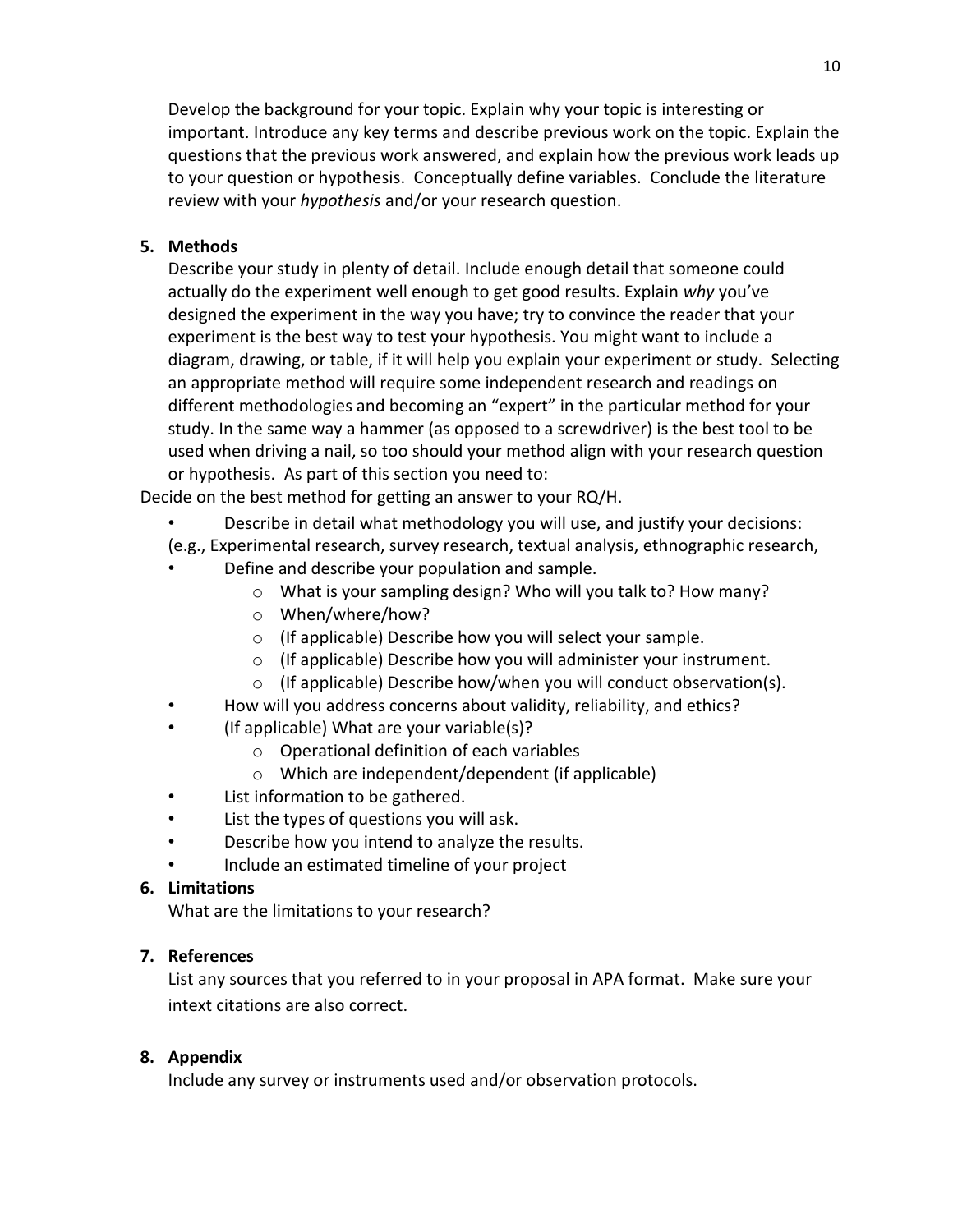Develop the background for your topic. Explain why your topic is interesting or important. Introduce any key terms and describe previous work on the topic. Explain the questions that the previous work answered, and explain how the previous work leads up to your question or hypothesis. Conceptually define variables. Conclude the literature review with your *hypothesis* and/or your research question.

5. **Methods**

   Describe your study in plenty of detail. Include enough detail that someone could actually do the experiment well enough to get good results. Explain *why* you've designed the experiment in the way you have; try to convince the reader that your experiment is the best way to test your hypothesis. You might want to include a diagram, drawing, or table, if it will help you explain your experiment or study. Selecting an appropriate method will require some independent research and readings on different methodologies and becoming an "expert" in the particular method for your study. In the same way a hammer (as opposed to a screwdriver) is the best tool to be used when driving a nail, so too should your method align with your research question or hypothesis. As part of this section you need to:

Decide on the best method for getting an answer to your RQ/H.

- Describe in detail what methodology you will use, and justify your decisions: (e.g., Experimental research, survey research, textual analysis, ethnographic research,
- Define and describe your population and sample.
  - What is your sampling design? Who will you talk to? How many?
  - When/where/how?
  - (If applicable) Describe how you will select your sample.
  - (If applicable) Describe how you will administer your instrument.
  - (If applicable) Describe how/when you will conduct observation(s).
- How will you address concerns about validity, reliability, and ethics?
- (If applicable) What are your variable(s)?
  - Operational definition of each variables
  - Which are independent/dependent (if applicable)
- List information to be gathered.
- List the types of questions you will ask.
- Describe how you intend to analyze the results.
- Include an estimated timeline of your project

6. **Limitations**

   What are the limitations to your research?

7. **References**

   List any sources that you referred to in your proposal in APA format. Make sure your intext citations are also correct.

8. **Appendix**

   Include any survey or instruments used and/or observation protocols.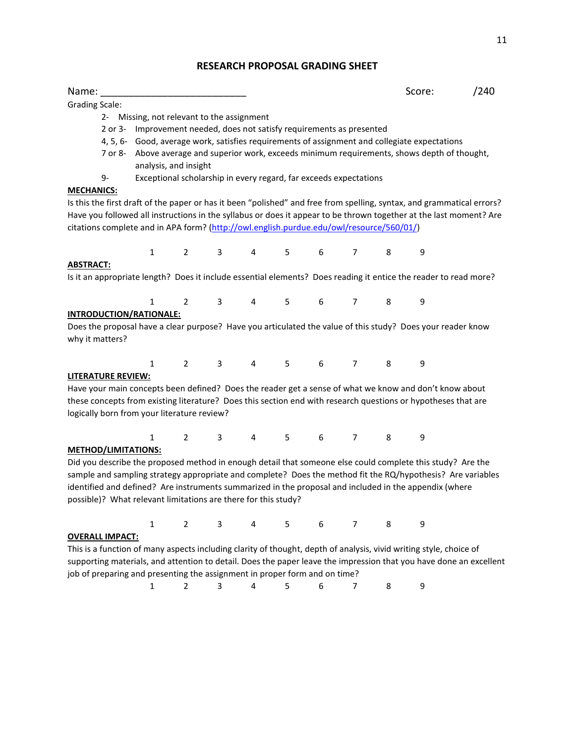# RESEARCH PROPOSAL GRADING SHEET

Name: ___________________________ Score: /240

Grading Scale:

- 2- Missing, not relevant to the assignment
- 2 or 3- Improvement needed, does not satisfy requirements as presented
- 4, 5, 6- Good, average work, satisfies requirements of assignment and collegiate expectations
- 7 or 8- Above average and superior work, exceeds minimum requirements, shows depth of thought, analysis, and insight
- 9- Exceptional scholarship in every regard, far exceeds expectations

**MECHANICS:**

Is this the first draft of the paper or has it been "polished" and free from spelling, syntax, and grammatical errors? Have you followed all instructions in the syllabus or does it appear to be thrown together at the last moment? Are citations complete and in APA form? (http://owl.english.purdue.edu/owl/resource/560/01/)

1 2 3 4 5 6 7 8 9

**ABSTRACT:**

Is it an appropriate length? Does it include essential elements? Does reading it entice the reader to read more?

1 2 3 4 5 6 7 8 9

**INTRODUCTION/RATIONALE:**

Does the proposal have a clear purpose? Have you articulated the value of this study? Does your reader know why it matters?

1 2 3 4 5 6 7 8 9

**LITERATURE REVIEW:**

Have your main concepts been defined? Does the reader get a sense of what we know and don't know about these concepts from existing literature? Does this section end with research questions or hypotheses that are logically born from your literature review?

1 2 3 4 5 6 7 8 9

**METHOD/LIMITATIONS:**

Did you describe the proposed method in enough detail that someone else could complete this study? Are the sample and sampling strategy appropriate and complete? Does the method fit the RQ/hypothesis? Are variables identified and defined? Are instruments summarized in the proposal and included in the appendix (where possible)? What relevant limitations are there for this study?

1 2 3 4 5 6 7 8 9

**OVERALL IMPACT:**

This is a function of many aspects including clarity of thought, depth of analysis, vivid writing style, choice of supporting materials, and attention to detail. Does the paper leave the impression that you have done an excellent job of preparing and presenting the assignment in proper form and on time?

1 2 3 4 5 6 7 8 9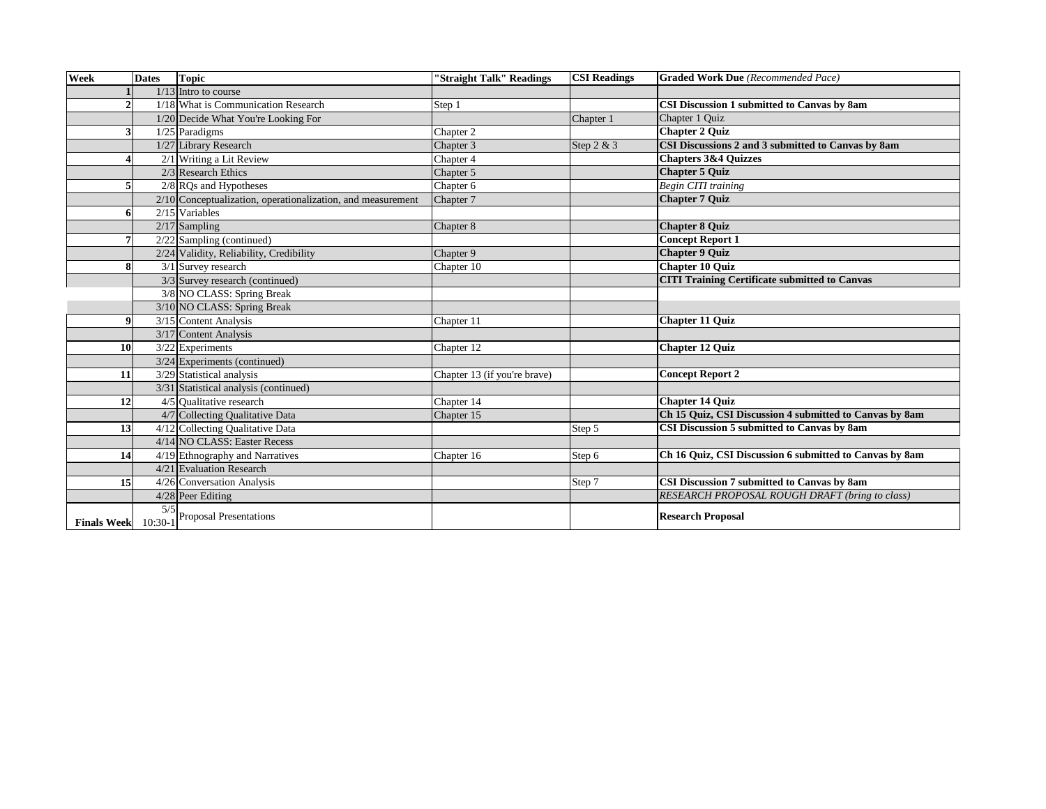| Week | Dates | Topic | "Straight Talk" Readings | CSI Readings | **Graded Work Due** *(Recommended Pace)* |
|---|---|---|---|---|---|
| 1 | 1/13 | Intro to course | | | |
| 2 | 1/18 | What is Communication Research | Step 1 | | **CSI Discussion 1 submitted to Canvas by 8am** |
| | 1/20 | Decide What You're Looking For | | Chapter 1 | Chapter 1 Quiz |
| 3 | 1/25 | Paradigms | Chapter 2 | | **Chapter 2 Quiz** |
| | 1/27 | Library Research | Chapter 3 | Step 2 & 3 | **CSI Discussions 2 and 3 submitted to Canvas by 8am** |
| 4 | 2/1 | Writing a Lit Review | Chapter 4 | | **Chapters 3&4 Quizzes** |
| | 2/3 | Research Ethics | Chapter 5 | | **Chapter 5 Quiz** |
| 5 | 2/8 | RQs and Hypotheses | Chapter 6 | | *Begin CITI training* |
| | 2/10 | Conceptualization, operationalization, and measurement | Chapter 7 | | **Chapter 7 Quiz** |
| 6 | 2/15 | Variables | | | |
| | 2/17 | Sampling | Chapter 8 | | **Chapter 8 Quiz** |
| 7 | 2/22 | Sampling (continued) | | | **Concept Report 1** |
| | 2/24 | Validity, Reliability, Credibility | Chapter 9 | | **Chapter 9 Quiz** |
| 8 | 3/1 | Survey research | Chapter 10 | | **Chapter 10 Quiz** |
| | 3/3 | Survey research (continued) | | | **CITI Training Certificate submitted to Canvas** |
| | 3/8 | NO CLASS: Spring Break | | | |
| | 3/10 | NO CLASS: Spring Break | | | |
| 9 | 3/15 | Content Analysis | Chapter 11 | | **Chapter 11 Quiz** |
| | 3/17 | Content Analysis | | | |
| 10 | 3/22 | Experiments | Chapter 12 | | **Chapter 12 Quiz** |
| | 3/24 | Experiments (continued) | | | |
| 11 | 3/29 | Statistical analysis | Chapter 13 (if you're brave) | | **Concept Report 2** |
| | 3/31 | Statistical analysis (continued) | | | |
| 12 | 4/5 | Qualitative research | Chapter 14 | | **Chapter 14 Quiz** |
| | 4/7 | Collecting Qualitative Data | Chapter 15 | | **Ch 15 Quiz, CSI Discussion 4 submitted to Canvas by 8am** |
| 13 | 4/12 | Collecting Qualitative Data | | Step 5 | **CSI Discussion 5 submitted to Canvas by 8am** |
| | 4/14 | NO CLASS: Easter Recess | | | |
| 14 | 4/19 | Ethnography and Narratives | Chapter 16 | Step 6 | **Ch 16 Quiz, CSI Discussion 6 submitted to Canvas by 8am** |
| | 4/21 | Evaluation Research | | | |
| 15 | 4/26 | Conversation Analysis | | Step 7 | **CSI Discussion 7 submitted to Canvas by 8am** |
| | 4/28 | Peer Editing | | | *RESEARCH PROPOSAL ROUGH DRAFT (bring to class)* |
| **Finals Week** | 5/5 10:30-1 | Proposal Presentations | | | **Research Proposal** |